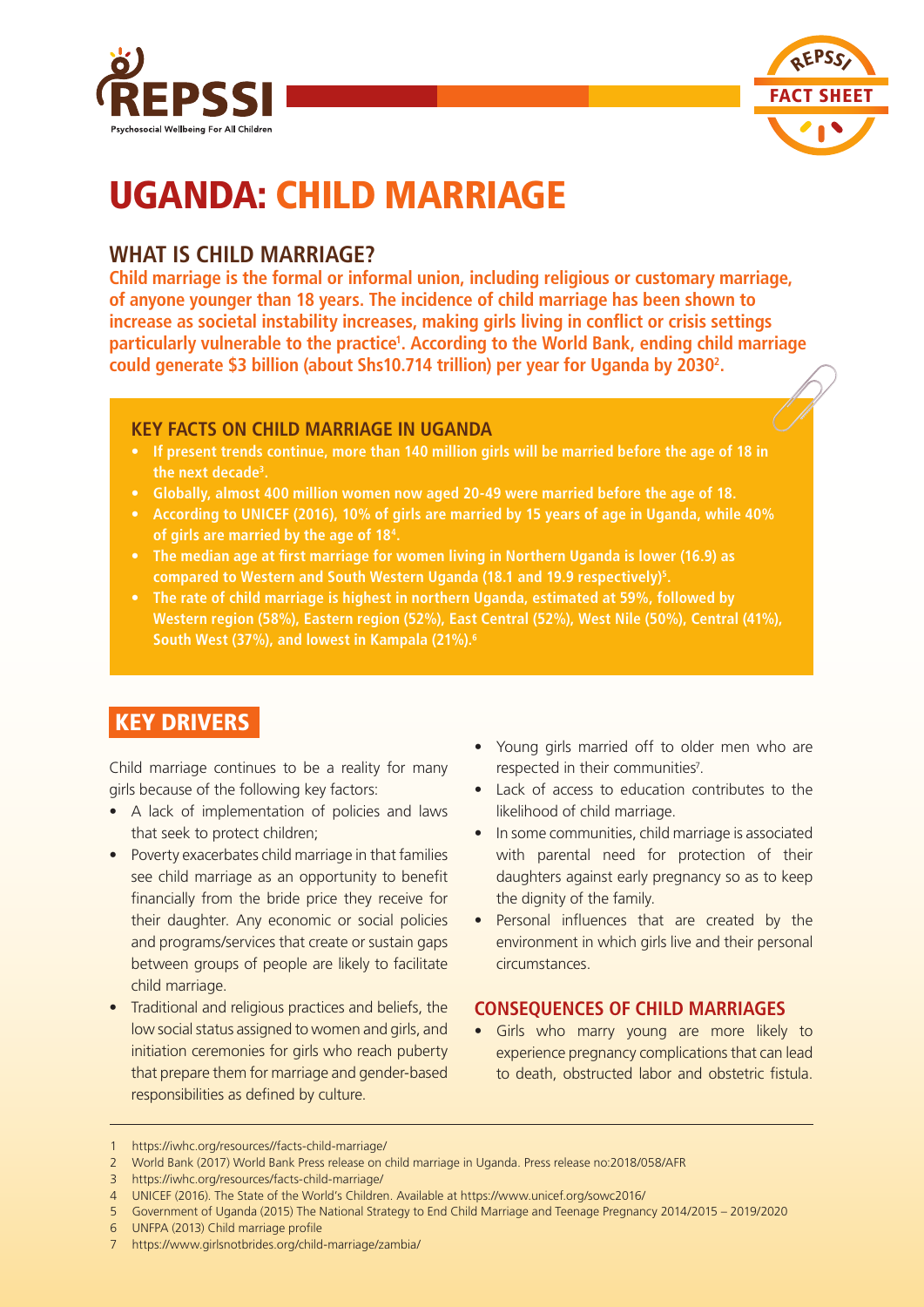# UGANDA: CHILD MARRIAGE

## WHAT IS CHILD MARRIAGE?

**Child marriage is the formal or informal union, including religious or customary marriage, of anyone younger than 18 years. The incidence of child marriage has been shown to increase as societal instability increases, making girls living in conflict or crisis settings particularly vulnerable to the practice[1]. According to the World Bank, ending child marriage could generate $3 billion (about Shs10.714 trillion) per year for Uganda by 2030[2].**

### KEY FACTS ON CHILD MARRIAGE IN UGANDA

- **If present trends continue, more than 140 million girls will be married before the age of 18 in the next decade[3].**
- **Globally, almost 400 million women now aged 20-49 were married before the age of 18.**
- **According to UNICEF (2016), 10% of girls are married by 15 years of age in Uganda, while 40% of girls are married by the age of 18[4].**
- **The median age at first marriage for women living in Northern Uganda is lower (16.9) as compared to Western and South Western Uganda (18.1 and 19.9 respectively)[5].**
- **The rate of child marriage is highest in northern Uganda, estimated at 59%, followed by Western region (58%), Eastern region (52%), East Central (52%), West Nile (50%), Central (41%), South West (37%), and lowest in Kampala (21%).[6]**

## KEY DRIVERS

Child marriage continues to be a reality for many girls because of the following key factors:

- A lack of implementation of policies and laws that seek to protect children;
- Poverty exacerbates child marriage in that families see child marriage as an opportunity to benefit financially from the bride price they receive for their daughter. Any economic or social policies and programs/services that create or sustain gaps between groups of people are likely to facilitate child marriage.
- Traditional and religious practices and beliefs, the low social status assigned to women and girls, and initiation ceremonies for girls who reach puberty that prepare them for marriage and gender-based responsibilities as defined by culture.
- Young girls married off to older men who are respected in their communities[7].
- Lack of access to education contributes to the likelihood of child marriage.
- In some communities, child marriage is associated with parental need for protection of their daughters against early pregnancy so as to keep the dignity of the family.
- Personal influences that are created by the environment in which girls live and their personal circumstances.

### CONSEQUENCES OF CHILD MARRIAGES

- Girls who marry young are more likely to experience pregnancy complications that can lead to death, obstructed labor and obstetric fistula.

---

1 https://iwhc.org/resources//facts-child-marriage/
2 World Bank (2017) World Bank Press release on child marriage in Uganda. Press release no:2018/058/AFR
3 https://iwhc.org/resources/facts-child-marriage/
4 UNICEF (2016). The State of the World's Children. Available at https://www.unicef.org/sowc2016/
5 Government of Uganda (2015) The National Strategy to End Child Marriage and Teenage Pregnancy 2014/2015 – 2019/2020
6 UNFPA (2013) Child marriage profile
7 https://www.girlsnotbrides.org/child-marriage/zambia/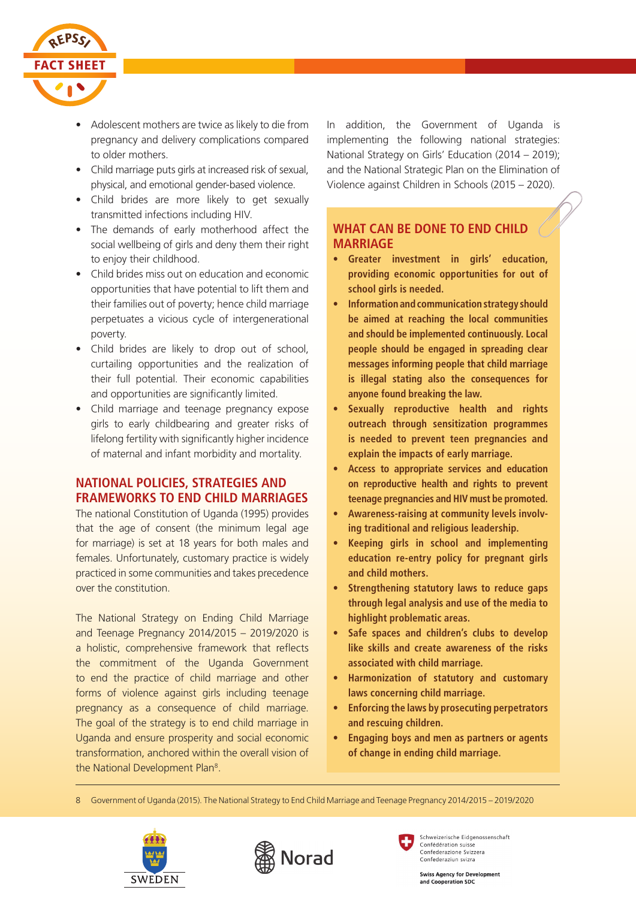- Adolescent mothers are twice as likely to die from pregnancy and delivery complications compared to older mothers.
- Child marriage puts girls at increased risk of sexual, physical, and emotional gender-based violence.
- Child brides are more likely to get sexually transmitted infections including HIV.
- The demands of early motherhood affect the social wellbeing of girls and deny them their right to enjoy their childhood.
- Child brides miss out on education and economic opportunities that have potential to lift them and their families out of poverty; hence child marriage perpetuates a vicious cycle of intergenerational poverty.
- Child brides are likely to drop out of school, curtailing opportunities and the realization of their full potential. Their economic capabilities and opportunities are significantly limited.
- Child marriage and teenage pregnancy expose girls to early childbearing and greater risks of lifelong fertility with significantly higher incidence of maternal and infant morbidity and mortality.

## NATIONAL POLICIES, STRATEGIES AND FRAMEWORKS TO END CHILD MARRIAGES

The national Constitution of Uganda (1995) provides that the age of consent (the minimum legal age for marriage) is set at 18 years for both males and females. Unfortunately, customary practice is widely practiced in some communities and takes precedence over the constitution.

The National Strategy on Ending Child Marriage and Teenage Pregnancy 2014/2015 – 2019/2020 is a holistic, comprehensive framework that reflects the commitment of the Uganda Government to end the practice of child marriage and other forms of violence against girls including teenage pregnancy as a consequence of child marriage. The goal of the strategy is to end child marriage in Uganda and ensure prosperity and social economic transformation, anchored within the overall vision of the National Development Plan[8].

In addition, the Government of Uganda is implementing the following national strategies: National Strategy on Girls' Education (2014 – 2019); and the National Strategic Plan on the Elimination of Violence against Children in Schools (2015 – 2020).

## WHAT CAN BE DONE TO END CHILD MARRIAGE

- **Greater investment in girls' education, providing economic opportunities for out of school girls is needed.**
- **Information and communication strategy should be aimed at reaching the local communities and should be implemented continuously. Local people should be engaged in spreading clear messages informing people that child marriage is illegal stating also the consequences for anyone found breaking the law.**
- **Sexually reproductive health and rights outreach through sensitization programmes is needed to prevent teen pregnancies and explain the impacts of early marriage.**
- **Access to appropriate services and education on reproductive health and rights to prevent teenage pregnancies and HIV must be promoted.**
- **Awareness-raising at community levels involving traditional and religious leadership.**
- **Keeping girls in school and implementing education re-entry policy for pregnant girls and child mothers.**
- **Strengthening statutory laws to reduce gaps through legal analysis and use of the media to highlight problematic areas.**
- **Safe spaces and children's clubs to develop like skills and create awareness of the risks associated with child marriage.**
- **Harmonization of statutory and customary laws concerning child marriage.**
- **Enforcing the laws by prosecuting perpetrators and rescuing children.**
- **Engaging boys and men as partners or agents of change in ending child marriage.**

8 Government of Uganda (2015). The National Strategy to End Child Marriage and Teenage Pregnancy 2014/2015 – 2019/2020